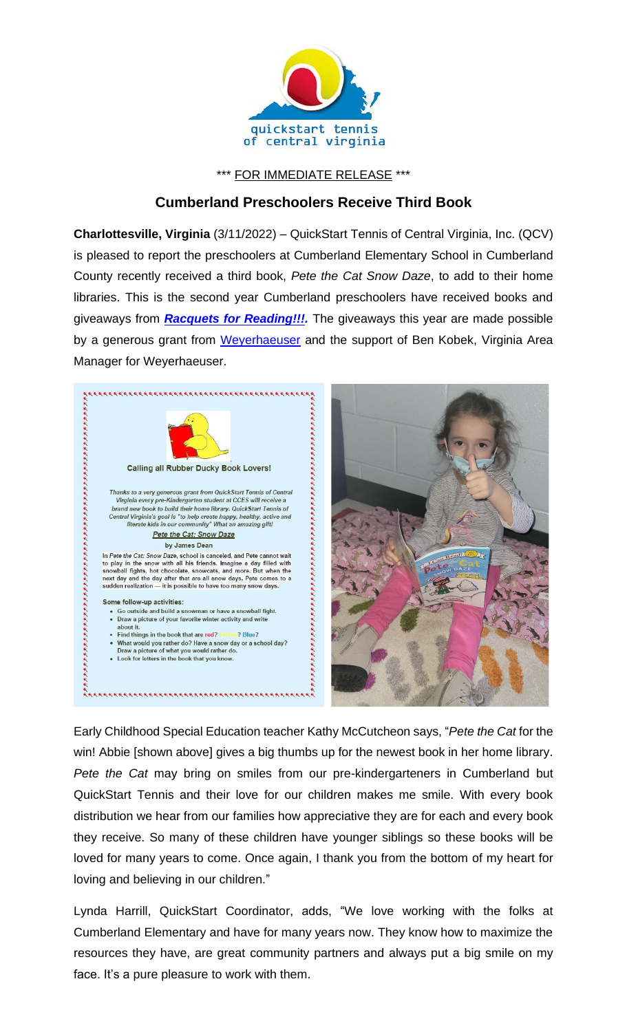quickstart tennis of central virginia

\*\*\* FOR IMMEDIATE RELEASE \*\*\*

## Cumberland Preschoolers Receive Third Book

**Charlottesville, Virginia** (3/11/2022) – QuickStart Tennis of Central Virginia, Inc. (QCV) is pleased to report the preschoolers at Cumberland Elementary School in Cumberland County recently received a third book, *Pete the Cat Snow Daze*, to add to their home libraries. This is the second year Cumberland preschoolers have received books and giveaways from ***Racquets for Reading!!!***. The giveaways this year are made possible by a generous grant from Weyerhaeuser and the support of Ben Kobek, Virginia Area Manager for Weyerhaeuser.

**Calling all Rubber Ducky Book Lovers!**

*Thanks to a very generous grant from QuickStart Tennis of Central Virginia every pre-Kindergarten student at CCES will receive a brand new book to build their home library. QuickStart Tennis of Central Virginia's goal is "to help create happy, healthy, active and literate kids in our community" What an amazing gift!*

**Pete the Cat: Snow Daze**

**by James Dean**

In *Pete the Cat: Snow Daze*, school is canceled, and Pete cannot wait to play in the snow with all his friends. Imagine a day filled with snowball fights, hot chocolate, snowcats, and more. But when the next day and the day after that are all snow days, Pete comes to a sudden realization — it is possible to have too many snow days.

**Some follow-up activities:**

- Go outside and build a snowman or have a snowball fight.
- Draw a picture of your favorite winter activity and write about it.
- Find things in the book that are red? Yellow? Blue?
- What would you rather do? Have a snow day or a school day? Draw a picture of what you would rather do.
- Look for letters in the book that you know.

Early Childhood Special Education teacher Kathy McCutcheon says, "*Pete the Cat* for the win! Abbie [shown above] gives a big thumbs up for the newest book in her home library. *Pete the Cat* may bring on smiles from our pre-kindergarteners in Cumberland but QuickStart Tennis and their love for our children makes me smile. With every book distribution we hear from our families how appreciative they are for each and every book they receive. So many of these children have younger siblings so these books will be loved for many years to come. Once again, I thank you from the bottom of my heart for loving and believing in our children."

Lynda Harrill, QuickStart Coordinator, adds, "We love working with the folks at Cumberland Elementary and have for many years now. They know how to maximize the resources they have, are great community partners and always put a big smile on my face. It's a pure pleasure to work with them.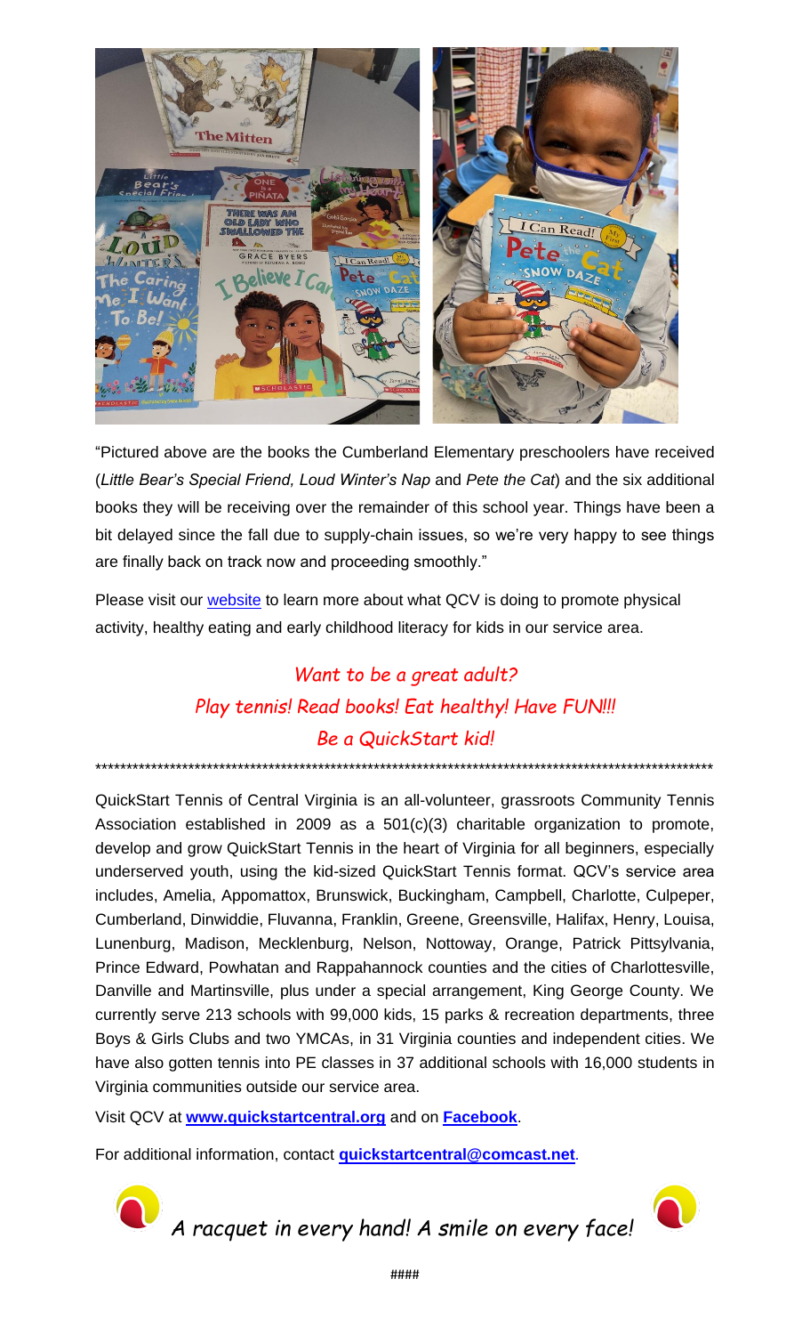"Pictured above are the books the Cumberland Elementary preschoolers have received (*Little Bear's Special Friend, Loud Winter's Nap* and *Pete the Cat*) and the six additional books they will be receiving over the remainder of this school year. Things have been a bit delayed since the fall due to supply-chain issues, so we're very happy to see things are finally back on track now and proceeding smoothly."

Please visit our website to learn more about what QCV is doing to promote physical activity, healthy eating and early childhood literacy for kids in our service area.

*Want to be a great adult?*
*Play tennis! Read books! Eat healthy! Have FUN!!!*
*Be a QuickStart kid!*

****************************************************************************************************

QuickStart Tennis of Central Virginia is an all-volunteer, grassroots Community Tennis Association established in 2009 as a 501(c)(3) charitable organization to promote, develop and grow QuickStart Tennis in the heart of Virginia for all beginners, especially underserved youth, using the kid-sized QuickStart Tennis format. QCV's service area includes, Amelia, Appomattox, Brunswick, Buckingham, Campbell, Charlotte, Culpeper, Cumberland, Dinwiddie, Fluvanna, Franklin, Greene, Greensville, Halifax, Henry, Louisa, Lunenburg, Madison, Mecklenburg, Nelson, Nottoway, Orange, Patrick Pittsylvania, Prince Edward, Powhatan and Rappahannock counties and the cities of Charlottesville, Danville and Martinsville, plus under a special arrangement, King George County. We currently serve 213 schools with 99,000 kids, 15 parks & recreation departments, three Boys & Girls Clubs and two YMCAs, in 31 Virginia counties and independent cities. We have also gotten tennis into PE classes in 37 additional schools with 16,000 students in Virginia communities outside our service area.

Visit QCV at **www.quickstartcentral.org** and on **Facebook**.

For additional information, contact **quickstartcentral@comcast.net**.

*A racquet in every hand! A smile on every face!*

####